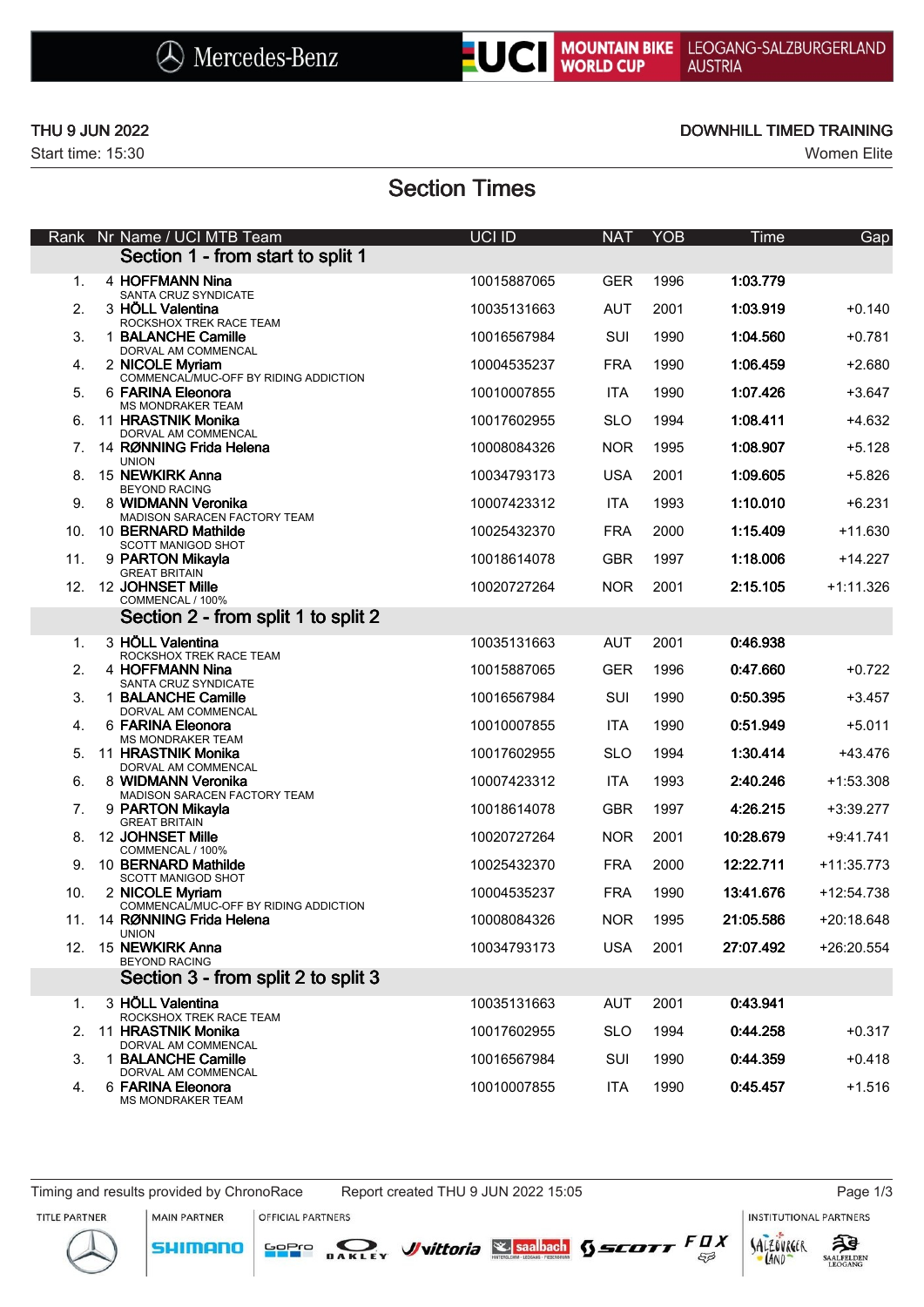Mercedes-Benz | UCI MOUNTAIN BIKE WORLD CUP | LEOGANG-SALZBURGERLAND AUSTRIA

THU 9 JUN 2022 — DOWNHILL TIMED TRAINING

Start time: 15:30 — Women Elite

# Section Times

| Rank | Nr | Name / UCI MTB Team | UCI ID | NAT | YOB | Time | Gap |
|---|---|---|---|---|---|---|---|
| | | **Section 1 - from start to split 1** | | | | | |
| 1. | 4 | **HOFFMANN Nina** SANTA CRUZ SYNDICATE | 10015887065 | GER | 1996 | **1:03.779** | |
| 2. | 3 | **HÖLL Valentina** ROCKSHOX TREK RACE TEAM | 10035131663 | AUT | 2001 | **1:03.919** | +0.140 |
| 3. | 1 | **BALANCHE Camille** DORVAL AM COMMENCAL | 10016567984 | SUI | 1990 | **1:04.560** | +0.781 |
| 4. | 2 | **NICOLE Myriam** COMMENCAL/MUC-OFF BY RIDING ADDICTION | 10004535237 | FRA | 1990 | **1:06.459** | +2.680 |
| 5. | 6 | **FARINA Eleonora** MS MONDRAKER TEAM | 10010007855 | ITA | 1990 | **1:07.426** | +3.647 |
| 6. | 11 | **HRASTNIK Monika** DORVAL AM COMMENCAL | 10017602955 | SLO | 1994 | **1:08.411** | +4.632 |
| 7. | 14 | **RØNNING Frida Helena** UNION | 10008084326 | NOR | 1995 | **1:08.907** | +5.128 |
| 8. | 15 | **NEWKIRK Anna** BEYOND RACING | 10034793173 | USA | 2001 | **1:09.605** | +5.826 |
| 9. | 8 | **WIDMANN Veronika** MADISON SARACEN FACTORY TEAM | 10007423312 | ITA | 1993 | **1:10.010** | +6.231 |
| 10. | 10 | **BERNARD Mathilde** SCOTT MANIGOD SHOT | 10025432370 | FRA | 2000 | **1:15.409** | +11.630 |
| 11. | 9 | **PARTON Mikayla** GREAT BRITAIN | 10018614078 | GBR | 1997 | **1:18.006** | +14.227 |
| 12. | 12 | **JOHNSET Mille** COMMENCAL / 100% | 10020727264 | NOR | 2001 | **2:15.105** | +1:11.326 |
| | | **Section 2 - from split 1 to split 2** | | | | | |
| 1. | 3 | **HÖLL Valentina** ROCKSHOX TREK RACE TEAM | 10035131663 | AUT | 2001 | **0:46.938** | |
| 2. | 4 | **HOFFMANN Nina** SANTA CRUZ SYNDICATE | 10015887065 | GER | 1996 | **0:47.660** | +0.722 |
| 3. | 1 | **BALANCHE Camille** DORVAL AM COMMENCAL | 10016567984 | SUI | 1990 | **0:50.395** | +3.457 |
| 4. | 6 | **FARINA Eleonora** MS MONDRAKER TEAM | 10010007855 | ITA | 1990 | **0:51.949** | +5.011 |
| 5. | 11 | **HRASTNIK Monika** DORVAL AM COMMENCAL | 10017602955 | SLO | 1994 | **1:30.414** | +43.476 |
| 6. | 8 | **WIDMANN Veronika** MADISON SARACEN FACTORY TEAM | 10007423312 | ITA | 1993 | **2:40.246** | +1:53.308 |
| 7. | 9 | **PARTON Mikayla** GREAT BRITAIN | 10018614078 | GBR | 1997 | **4:26.215** | +3:39.277 |
| 8. | 12 | **JOHNSET Mille** COMMENCAL / 100% | 10020727264 | NOR | 2001 | **10:28.679** | +9:41.741 |
| 9. | 10 | **BERNARD Mathilde** SCOTT MANIGOD SHOT | 10025432370 | FRA | 2000 | **12:22.711** | +11:35.773 |
| 10. | 2 | **NICOLE Myriam** COMMENCAL/MUC-OFF BY RIDING ADDICTION | 10004535237 | FRA | 1990 | **13:41.676** | +12:54.738 |
| 11. | 14 | **RØNNING Frida Helena** UNION | 10008084326 | NOR | 1995 | **21:05.586** | +20:18.648 |
| 12. | 15 | **NEWKIRK Anna** BEYOND RACING | 10034793173 | USA | 2001 | **27:07.492** | +26:20.554 |
| | | **Section 3 - from split 2 to split 3** | | | | | |
| 1. | 3 | **HÖLL Valentina** ROCKSHOX TREK RACE TEAM | 10035131663 | AUT | 2001 | **0:43.941** | |
| 2. | 11 | **HRASTNIK Monika** DORVAL AM COMMENCAL | 10017602955 | SLO | 1994 | **0:44.258** | +0.317 |
| 3. | 1 | **BALANCHE Camille** DORVAL AM COMMENCAL | 10016567984 | SUI | 1990 | **0:44.359** | +0.418 |
| 4. | 6 | **FARINA Eleonora** MS MONDRAKER TEAM | 10010007855 | ITA | 1990 | **0:45.457** | +1.516 |

Timing and results provided by ChronoRace — Report created THU 9 JUN 2022 15:05

TITLE PARTNER: Mercedes-Benz | MAIN PARTNER: SHIMANO | OFFICIAL PARTNERS: GoPro, OAKLEY, vittoria, saalbach, SCOTT, FOX | INSTITUTIONAL PARTNERS: SALZBURGER LAND, SAALFELDEN LEOGANG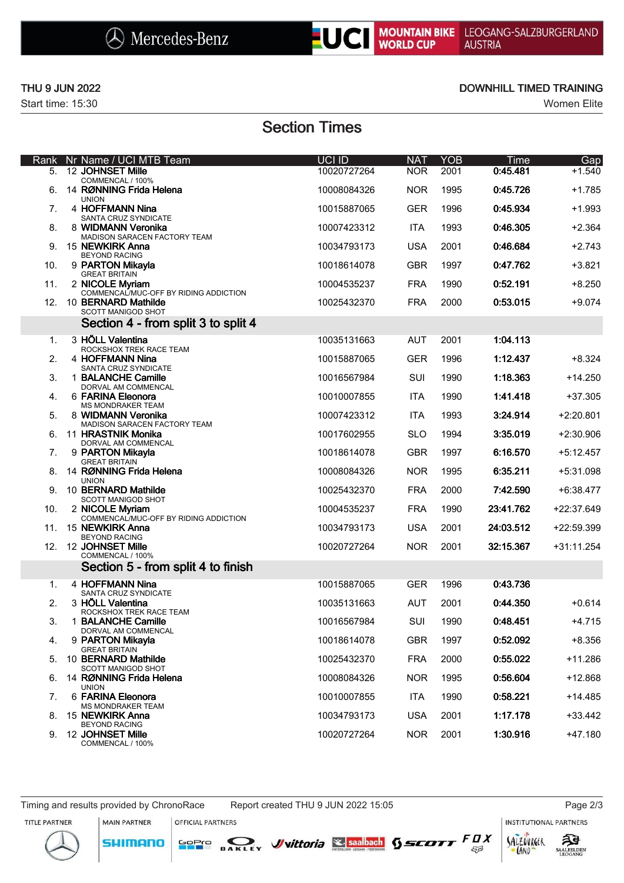THU 9 JUN 2022

Start time: 15:30

DOWNHILL TIMED TRAINING

Women Elite

## Section Times

| Rank | Nr | Name / UCI MTB Team | UCI ID | NAT | YOB | Time | Gap |
|---|---|---|---|---|---|---|---|
| 5. | 12 | **JOHNSET Mille**<br>COMMENCAL / 100% | 10020727264 | NOR | 2001 | **0:45.481** | +1.540 |
| 6. | 14 | **RØNNING Frida Helena**<br>UNION | 10008084326 | NOR | 1995 | **0:45.726** | +1.785 |
| 7. | 4 | **HOFFMANN Nina**<br>SANTA CRUZ SYNDICATE | 10015887065 | GER | 1996 | **0:45.934** | +1.993 |
| 8. | 8 | **WIDMANN Veronika**<br>MADISON SARACEN FACTORY TEAM | 10007423312 | ITA | 1993 | **0:46.305** | +2.364 |
| 9. | 15 | **NEWKIRK Anna**<br>BEYOND RACING | 10034793173 | USA | 2001 | **0:46.684** | +2.743 |
| 10. | 9 | **PARTON Mikayla**<br>GREAT BRITAIN | 10018614078 | GBR | 1997 | **0:47.762** | +3.821 |
| 11. | 2 | **NICOLE Myriam**<br>COMMENCAL/MUC-OFF BY RIDING ADDICTION | 10004535237 | FRA | 1990 | **0:52.191** | +8.250 |
| 12. | 10 | **BERNARD Mathilde**<br>SCOTT MANIGOD SHOT | 10025432370 | FRA | 2000 | **0:53.015** | +9.074 |
| | | **Section 4 - from split 3 to split 4** | | | | | |
| 1. | 3 | **HÖLL Valentina**<br>ROCKSHOX TREK RACE TEAM | 10035131663 | AUT | 2001 | **1:04.113** | |
| 2. | 4 | **HOFFMANN Nina**<br>SANTA CRUZ SYNDICATE | 10015887065 | GER | 1996 | **1:12.437** | +8.324 |
| 3. | 1 | **BALANCHE Camille**<br>DORVAL AM COMMENCAL | 10016567984 | SUI | 1990 | **1:18.363** | +14.250 |
| 4. | 6 | **FARINA Eleonora**<br>MS MONDRAKER TEAM | 10010007855 | ITA | 1990 | **1:41.418** | +37.305 |
| 5. | 8 | **WIDMANN Veronika**<br>MADISON SARACEN FACTORY TEAM | 10007423312 | ITA | 1993 | **3:24.914** | +2:20.801 |
| 6. | 11 | **HRASTNIK Monika**<br>DORVAL AM COMMENCAL | 10017602955 | SLO | 1994 | **3:35.019** | +2:30.906 |
| 7. | 9 | **PARTON Mikayla**<br>GREAT BRITAIN | 10018614078 | GBR | 1997 | **6:16.570** | +5:12.457 |
| 8. | 14 | **RØNNING Frida Helena**<br>UNION | 10008084326 | NOR | 1995 | **6:35.211** | +5:31.098 |
| 9. | 10 | **BERNARD Mathilde**<br>SCOTT MANIGOD SHOT | 10025432370 | FRA | 2000 | **7:42.590** | +6:38.477 |
| 10. | 2 | **NICOLE Myriam**<br>COMMENCAL/MUC-OFF BY RIDING ADDICTION | 10004535237 | FRA | 1990 | **23:41.762** | +22:37.649 |
| 11. | 15 | **NEWKIRK Anna**<br>BEYOND RACING | 10034793173 | USA | 2001 | **24:03.512** | +22:59.399 |
| 12. | 12 | **JOHNSET Mille**<br>COMMENCAL / 100% | 10020727264 | NOR | 2001 | **32:15.367** | +31:11.254 |
| | | **Section 5 - from split 4 to finish** | | | | | |
| 1. | 4 | **HOFFMANN Nina**<br>SANTA CRUZ SYNDICATE | 10015887065 | GER | 1996 | **0:43.736** | |
| 2. | 3 | **HÖLL Valentina**<br>ROCKSHOX TREK RACE TEAM | 10035131663 | AUT | 2001 | **0:44.350** | +0.614 |
| 3. | 1 | **BALANCHE Camille**<br>DORVAL AM COMMENCAL | 10016567984 | SUI | 1990 | **0:48.451** | +4.715 |
| 4. | 9 | **PARTON Mikayla**<br>GREAT BRITAIN | 10018614078 | GBR | 1997 | **0:52.092** | +8.356 |
| 5. | 10 | **BERNARD Mathilde**<br>SCOTT MANIGOD SHOT | 10025432370 | FRA | 2000 | **0:55.022** | +11.286 |
| 6. | 14 | **RØNNING Frida Helena**<br>UNION | 10008084326 | NOR | 1995 | **0:56.604** | +12.868 |
| 7. | 6 | **FARINA Eleonora**<br>MS MONDRAKER TEAM | 10010007855 | ITA | 1990 | **0:58.221** | +14.485 |
| 8. | 15 | **NEWKIRK Anna**<br>BEYOND RACING | 10034793173 | USA | 2001 | **1:17.178** | +33.442 |
| 9. | 12 | **JOHNSET Mille**<br>COMMENCAL / 100% | 10020727264 | NOR | 2001 | **1:30.916** | +47.180 |

Timing and results provided by ChronoRace    Report created THU 9 JUN 2022 15:05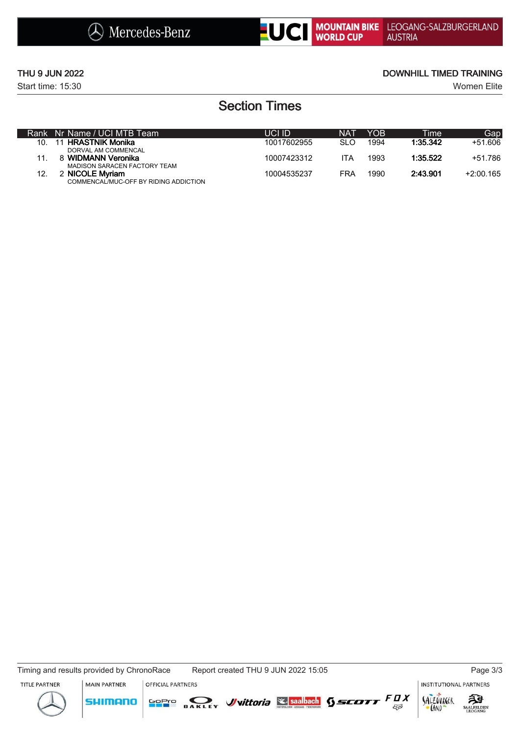THU 9 JUN 2022

Start time: 15:30

DOWNHILL TIMED TRAINING

Women Elite

# Section Times

| Rank | Nr | Name / UCI MTB Team | UCI ID | NAT | YOB | Time | Gap |
|---|---|---|---|---|---|---|---|
| 10. | 11 | **HRASTNIK Monika**<br>DORVAL AM COMMENCAL | 10017602955 | SLO | 1994 | **1:35.342** | +51.606 |
| 11. | 8 | **WIDMANN Veronika**<br>MADISON SARACEN FACTORY TEAM | 10007423312 | ITA | 1993 | **1:35.522** | +51.786 |
| 12. | 2 | **NICOLE Myriam**<br>COMMENCAL/MUC-OFF BY RIDING ADDICTION | 10004535237 | FRA | 1990 | **2:43.901** | +2:00.165 |

Timing and results provided by ChronoRace    Report created THU 9 JUN 2022 15:05

TITLE PARTNER    MAIN PARTNER    OFFICIAL PARTNERS    INSTITUTIONAL PARTNERS